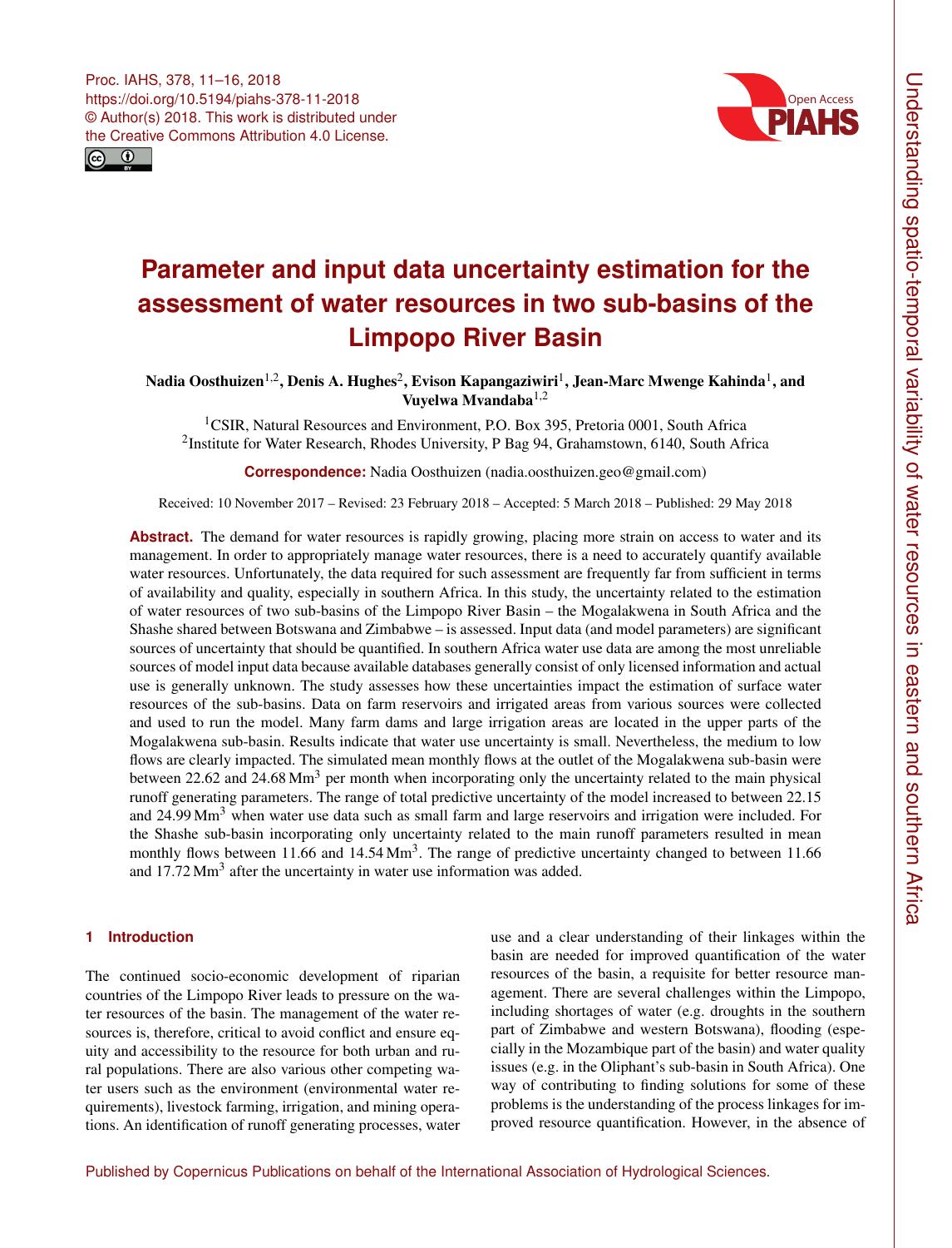# Parameter and input data uncertainty estimation for the assessment of water resources in two sub-basins of the Limpopo River Basin

**Nadia Oosthuizen[1,2], Denis A. Hughes[2], Evison Kapangaziwiri[1], Jean-Marc Mwenge Kahinda[1], and Vuyelwa Mvandaba[1,2]**

[1]CSIR, Natural Resources and Environment, P.O. Box 395, Pretoria 0001, South Africa
[2]Institute for Water Research, Rhodes University, P Bag 94, Grahamstown, 6140, South Africa

**Correspondence:** Nadia Oosthuizen (nadia.oosthuizen.geo@gmail.com)

Received: 10 November 2017 – Revised: 23 February 2018 – Accepted: 5 March 2018 – Published: 29 May 2018

**Abstract.** The demand for water resources is rapidly growing, placing more strain on access to water and its management. In order to appropriately manage water resources, there is a need to accurately quantify available water resources. Unfortunately, the data required for such assessment are frequently far from sufficient in terms of availability and quality, especially in southern Africa. In this study, the uncertainty related to the estimation of water resources of two sub-basins of the Limpopo River Basin – the Mogalakwena in South Africa and the Shashe shared between Botswana and Zimbabwe – is assessed. Input data (and model parameters) are significant sources of uncertainty that should be quantified. In southern Africa water use data are among the most unreliable sources of model input data because available databases generally consist of only licensed information and actual use is generally unknown. The study assesses how these uncertainties impact the estimation of surface water resources of the sub-basins. Data on farm reservoirs and irrigated areas from various sources were collected and used to run the model. Many farm dams and large irrigation areas are located in the upper parts of the Mogalakwena sub-basin. Results indicate that water use uncertainty is small. Nevertheless, the medium to low flows are clearly impacted. The simulated mean monthly flows at the outlet of the Mogalakwena sub-basin were between 22.62 and 24.68 $Mm^3$ per month when incorporating only the uncertainty related to the main physical runoff generating parameters. The range of total predictive uncertainty of the model increased to between 22.15 and 24.99 $Mm^3$ when water use data such as small farm and large reservoirs and irrigation were included. For the Shashe sub-basin incorporating only uncertainty related to the main runoff parameters resulted in mean monthly flows between 11.66 and 14.54 $Mm^3$. The range of predictive uncertainty changed to between 11.66 and 17.72 $Mm^3$ after the uncertainty in water use information was added.

## 1 Introduction

The continued socio-economic development of riparian countries of the Limpopo River leads to pressure on the water resources of the basin. The management of the water resources is, therefore, critical to avoid conflict and ensure equity and accessibility to the resource for both urban and rural populations. There are also various other competing water users such as the environment (environmental water requirements), livestock farming, irrigation, and mining operations. An identification of runoff generating processes, water use and a clear understanding of their linkages within the basin are needed for improved quantification of the water resources of the basin, a requisite for better resource management. There are several challenges within the Limpopo, including shortages of water (e.g. droughts in the southern part of Zimbabwe and western Botswana), flooding (especially in the Mozambique part of the basin) and water quality issues (e.g. in the Oliphant's sub-basin in South Africa). One way of contributing to finding solutions for some of these problems is the understanding of the process linkages for improved resource quantification. However, in the absence of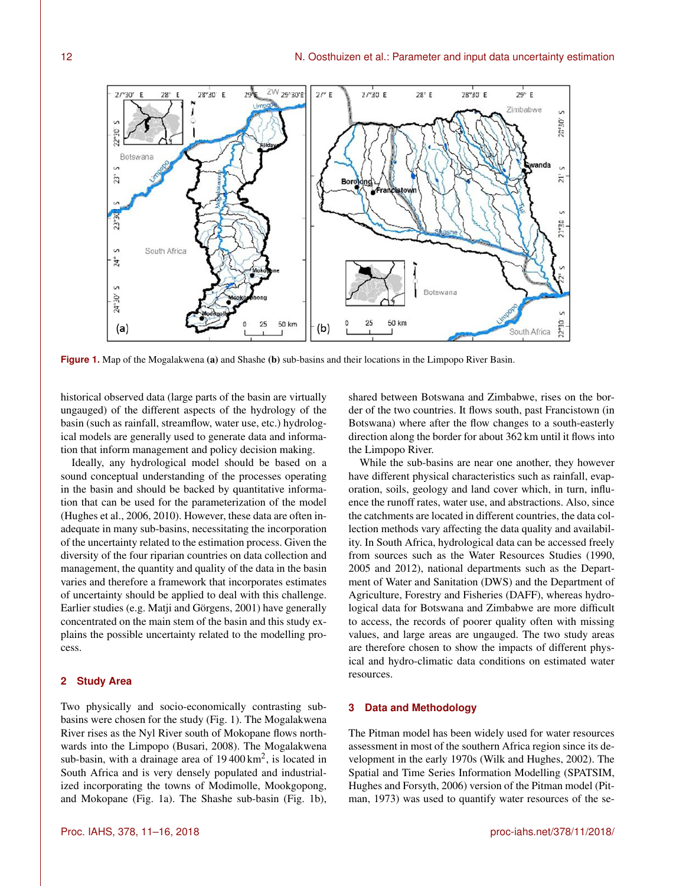**Figure 1.** Map of the Mogalakwena **(a)** and Shashe **(b)** sub-basins and their locations in the Limpopo River Basin.

historical observed data (large parts of the basin are virtually ungauged) of the different aspects of the hydrology of the basin (such as rainfall, streamflow, water use, etc.) hydrological models are generally used to generate data and information that inform management and policy decision making.

Ideally, any hydrological model should be based on a sound conceptual understanding of the processes operating in the basin and should be backed by quantitative information that can be used for the parameterization of the model (Hughes et al., 2006, 2010). However, these data are often inadequate in many sub-basins, necessitating the incorporation of the uncertainty related to the estimation process. Given the diversity of the four riparian countries on data collection and management, the quantity and quality of the data in the basin varies and therefore a framework that incorporates estimates of uncertainty should be applied to deal with this challenge. Earlier studies (e.g. Matji and Görgens, 2001) have generally concentrated on the main stem of the basin and this study explains the possible uncertainty related to the modelling process.

## 2 Study Area

Two physically and socio-economically contrasting sub-basins were chosen for the study (Fig. 1). The Mogalakwena River rises as the Nyl River south of Mokopane flows northwards into the Limpopo (Busari, 2008). The Mogalakwena sub-basin, with a drainage area of 19 400 $\mathrm{km}^2$, is located in South Africa and is very densely populated and industrialized incorporating the towns of Modimolle, Mookgopong, and Mokopane (Fig. 1a). The Shashe sub-basin (Fig. 1b), shared between Botswana and Zimbabwe, rises on the border of the two countries. It flows south, past Francistown (in Botswana) where after the flow changes to a south-easterly direction along the border for about 362 km until it flows into the Limpopo River.

While the sub-basins are near one another, they however have different physical characteristics such as rainfall, evaporation, soils, geology and land cover which, in turn, influence the runoff rates, water use, and abstractions. Also, since the catchments are located in different countries, the data collection methods vary affecting the data quality and availability. In South Africa, hydrological data can be accessed freely from sources such as the Water Resources Studies (1990, 2005 and 2012), national departments such as the Department of Water and Sanitation (DWS) and the Department of Agriculture, Forestry and Fisheries (DAFF), whereas hydrological data for Botswana and Zimbabwe are more difficult to access, the records of poorer quality often with missing values, and large areas are ungauged. The two study areas are therefore chosen to show the impacts of different physical and hydro-climatic data conditions on estimated water resources.

## 3 Data and Methodology

The Pitman model has been widely used for water resources assessment in most of the southern Africa region since its development in the early 1970s (Wilk and Hughes, 2002). The Spatial and Time Series Information Modelling (SPATSIM, Hughes and Forsyth, 2006) version of the Pitman model (Pitman, 1973) was used to quantify water resources of the se-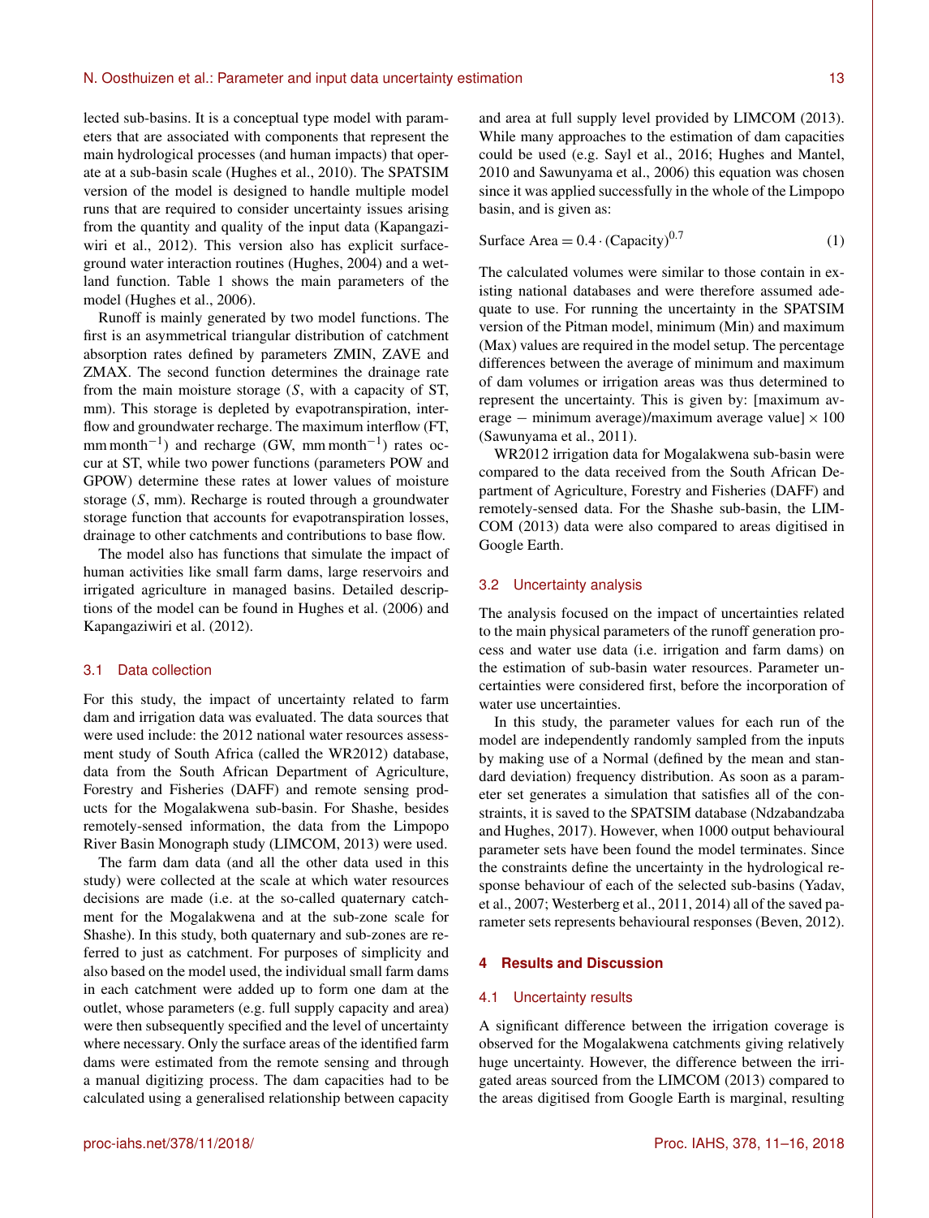lected sub-basins. It is a conceptual type model with parameters that are associated with components that represent the main hydrological processes (and human impacts) that operate at a sub-basin scale (Hughes et al., 2010). The SPATSIM version of the model is designed to handle multiple model runs that are required to consider uncertainty issues arising from the quantity and quality of the input data (Kapangaziwiri et al., 2012). This version also has explicit surface-ground water interaction routines (Hughes, 2004) and a wetland function. Table 1 shows the main parameters of the model (Hughes et al., 2006).

Runoff is mainly generated by two model functions. The first is an asymmetrical triangular distribution of catchment absorption rates defined by parameters ZMIN, ZAVE and ZMAX. The second function determines the drainage rate from the main moisture storage ($S$, with a capacity of ST, mm). This storage is depleted by evapotranspiration, interflow and groundwater recharge. The maximum interflow (FT, $\mathrm{mm\,month^{-1}}$) and recharge (GW, $\mathrm{mm\,month^{-1}}$) rates occur at ST, while two power functions (parameters POW and GPOW) determine these rates at lower values of moisture storage ($S$, mm). Recharge is routed through a groundwater storage function that accounts for evapotranspiration losses, drainage to other catchments and contributions to base flow.

The model also has functions that simulate the impact of human activities like small farm dams, large reservoirs and irrigated agriculture in managed basins. Detailed descriptions of the model can be found in Hughes et al. (2006) and Kapangaziwiri et al. (2012).

## 3.1 Data collection

For this study, the impact of uncertainty related to farm dam and irrigation data was evaluated. The data sources that were used include: the 2012 national water resources assessment study of South Africa (called the WR2012) database, data from the South African Department of Agriculture, Forestry and Fisheries (DAFF) and remote sensing products for the Mogalakwena sub-basin. For Shashe, besides remotely-sensed information, the data from the Limpopo River Basin Monograph study (LIMCOM, 2013) were used.

The farm dam data (and all the other data used in this study) were collected at the scale at which water resources decisions are made (i.e. at the so-called quaternary catchment for the Mogalakwena and at the sub-zone scale for Shashe). In this study, both quaternary and sub-zones are referred to just as catchment. For purposes of simplicity and also based on the model used, the individual small farm dams in each catchment were added up to form one dam at the outlet, whose parameters (e.g. full supply capacity and area) were then subsequently specified and the level of uncertainty where necessary. Only the surface areas of the identified farm dams were estimated from the remote sensing and through a manual digitizing process. The dam capacities had to be calculated using a generalised relationship between capacity and area at full supply level provided by LIMCOM (2013). While many approaches to the estimation of dam capacities could be used (e.g. Sayl et al., 2016; Hughes and Mantel, 2010 and Sawunyama et al., 2006) this equation was chosen since it was applied successfully in the whole of the Limpopo basin, and is given as:

$$\text{Surface Area} = 0.4 \cdot (\text{Capacity})^{0.7} \tag{1}$$

The calculated volumes were similar to those contain in existing national databases and were therefore assumed adequate to use. For running the uncertainty in the SPATSIM version of the Pitman model, minimum (Min) and maximum (Max) values are required in the model setup. The percentage differences between the average of minimum and maximum of dam volumes or irrigation areas was thus determined to represent the uncertainty. This is given by: [maximum average − minimum average)/maximum average value] $\times$ 100 (Sawunyama et al., 2011).

WR2012 irrigation data for Mogalakwena sub-basin were compared to the data received from the South African Department of Agriculture, Forestry and Fisheries (DAFF) and remotely-sensed data. For the Shashe sub-basin, the LIMCOM (2013) data were also compared to areas digitised in Google Earth.

## 3.2 Uncertainty analysis

The analysis focused on the impact of uncertainties related to the main physical parameters of the runoff generation process and water use data (i.e. irrigation and farm dams) on the estimation of sub-basin water resources. Parameter uncertainties were considered first, before the incorporation of water use uncertainties.

In this study, the parameter values for each run of the model are independently randomly sampled from the inputs by making use of a Normal (defined by the mean and standard deviation) frequency distribution. As soon as a parameter set generates a simulation that satisfies all of the constraints, it is saved to the SPATSIM database (Ndzabandzaba and Hughes, 2017). However, when 1000 output behavioural parameter sets have been found the model terminates. Since the constraints define the uncertainty in the hydrological response behaviour of each of the selected sub-basins (Yadav, et al., 2007; Westerberg et al., 2011, 2014) all of the saved parameter sets represents behavioural responses (Beven, 2012).

# 4 Results and Discussion

## 4.1 Uncertainty results

A significant difference between the irrigation coverage is observed for the Mogalakwena catchments giving relatively huge uncertainty. However, the difference between the irrigated areas sourced from the LIMCOM (2013) compared to the areas digitised from Google Earth is marginal, resulting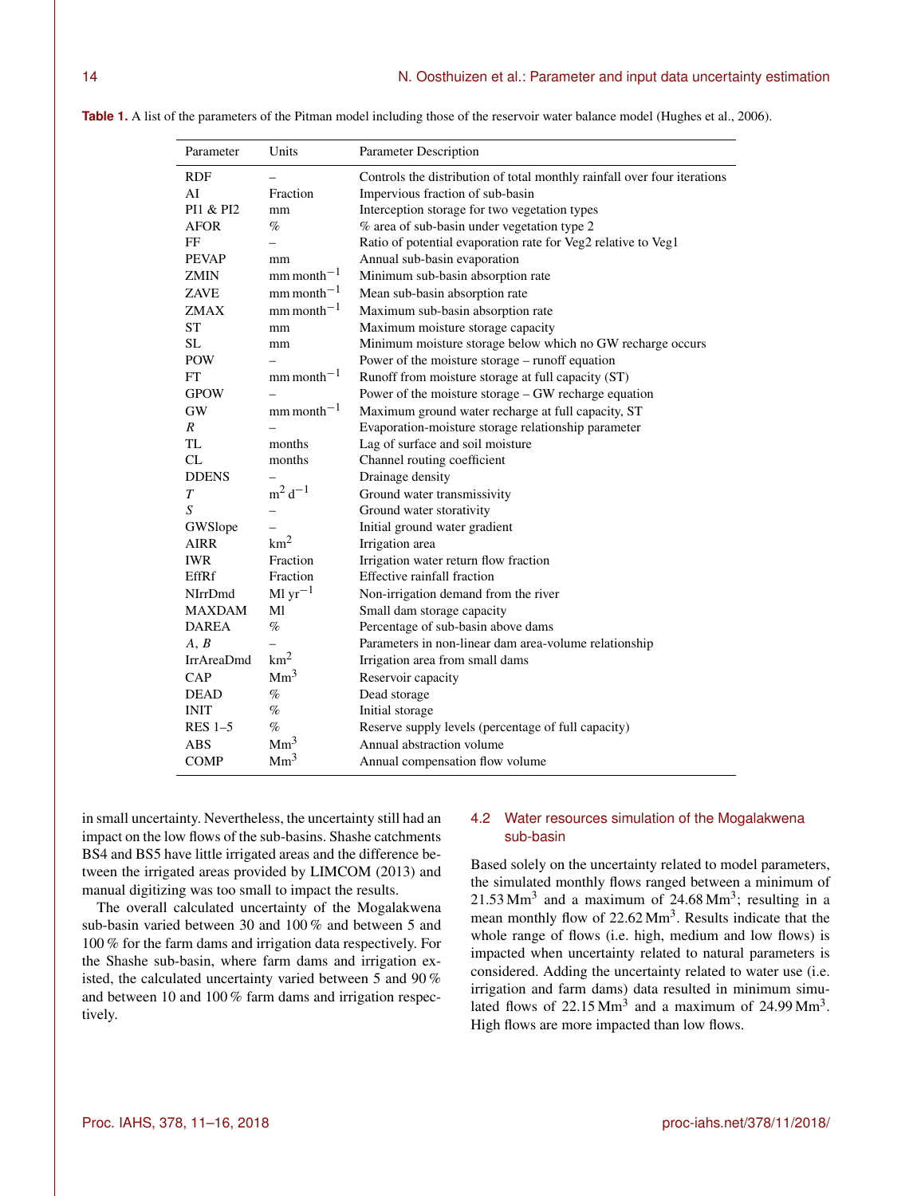**Table 1.** A list of the parameters of the Pitman model including those of the reservoir water balance model (Hughes et al., 2006).

| Parameter | Units | Parameter Description |
|---|---|---|
| RDF | – | Controls the distribution of total monthly rainfall over four iterations |
| AI | Fraction | Impervious fraction of sub-basin |
| PI1 & PI2 | mm | Interception storage for two vegetation types |
| AFOR | % | % area of sub-basin under vegetation type 2 |
| FF | – | Ratio of potential evaporation rate for Veg2 relative to Veg1 |
| PEVAP | mm | Annual sub-basin evaporation |
| ZMIN | mm month$^{-1}$ | Minimum sub-basin absorption rate |
| ZAVE | mm month$^{-1}$ | Mean sub-basin absorption rate |
| ZMAX | mm month$^{-1}$ | Maximum sub-basin absorption rate |
| ST | mm | Maximum moisture storage capacity |
| SL | mm | Minimum moisture storage below which no GW recharge occurs |
| POW | – | Power of the moisture storage – runoff equation |
| FT | mm month$^{-1}$ | Runoff from moisture storage at full capacity (ST) |
| GPOW | – | Power of the moisture storage – GW recharge equation |
| GW | mm month$^{-1}$ | Maximum ground water recharge at full capacity, ST |
| *R* | – | Evaporation-moisture storage relationship parameter |
| TL | months | Lag of surface and soil moisture |
| CL | months | Channel routing coefficient |
| DDENS | – | Drainage density |
| *T* | m$^2$ d$^{-1}$ | Ground water transmissivity |
| *S* | – | Ground water storativity |
| GWSlope | – | Initial ground water gradient |
| AIRR | km$^2$ | Irrigation area |
| IWR | Fraction | Irrigation water return flow fraction |
| EffRf | Fraction | Effective rainfall fraction |
| NIrrDmd | Ml yr$^{-1}$ | Non-irrigation demand from the river |
| MAXDAM | Ml | Small dam storage capacity |
| DAREA | % | Percentage of sub-basin above dams |
| *A*, *B* | – | Parameters in non-linear dam area-volume relationship |
| IrrAreaDmd | km$^2$ | Irrigation area from small dams |
| CAP | Mm$^3$ | Reservoir capacity |
| DEAD | % | Dead storage |
| INIT | % | Initial storage |
| RES 1–5 | % | Reserve supply levels (percentage of full capacity) |
| ABS | Mm$^3$ | Annual abstraction volume |
| COMP | Mm$^3$ | Annual compensation flow volume |

in small uncertainty. Nevertheless, the uncertainty still had an impact on the low flows of the sub-basins. Shashe catchments BS4 and BS5 have little irrigated areas and the difference between the irrigated areas provided by LIMCOM (2013) and manual digitizing was too small to impact the results.

The overall calculated uncertainty of the Mogalakwena sub-basin varied between 30 and 100 % and between 5 and 100 % for the farm dams and irrigation data respectively. For the Shashe sub-basin, where farm dams and irrigation existed, the calculated uncertainty varied between 5 and 90 % and between 10 and 100 % farm dams and irrigation respectively.

### 4.2 Water resources simulation of the Mogalakwena sub-basin

Based solely on the uncertainty related to model parameters, the simulated monthly flows ranged between a minimum of 21.53 Mm$^3$ and a maximum of 24.68 Mm$^3$; resulting in a mean monthly flow of 22.62 Mm$^3$. Results indicate that the whole range of flows (i.e. high, medium and low flows) is impacted when uncertainty related to natural parameters is considered. Adding the uncertainty related to water use (i.e. irrigation and farm dams) data resulted in minimum simulated flows of 22.15 Mm$^3$ and a maximum of 24.99 Mm$^3$. High flows are more impacted than low flows.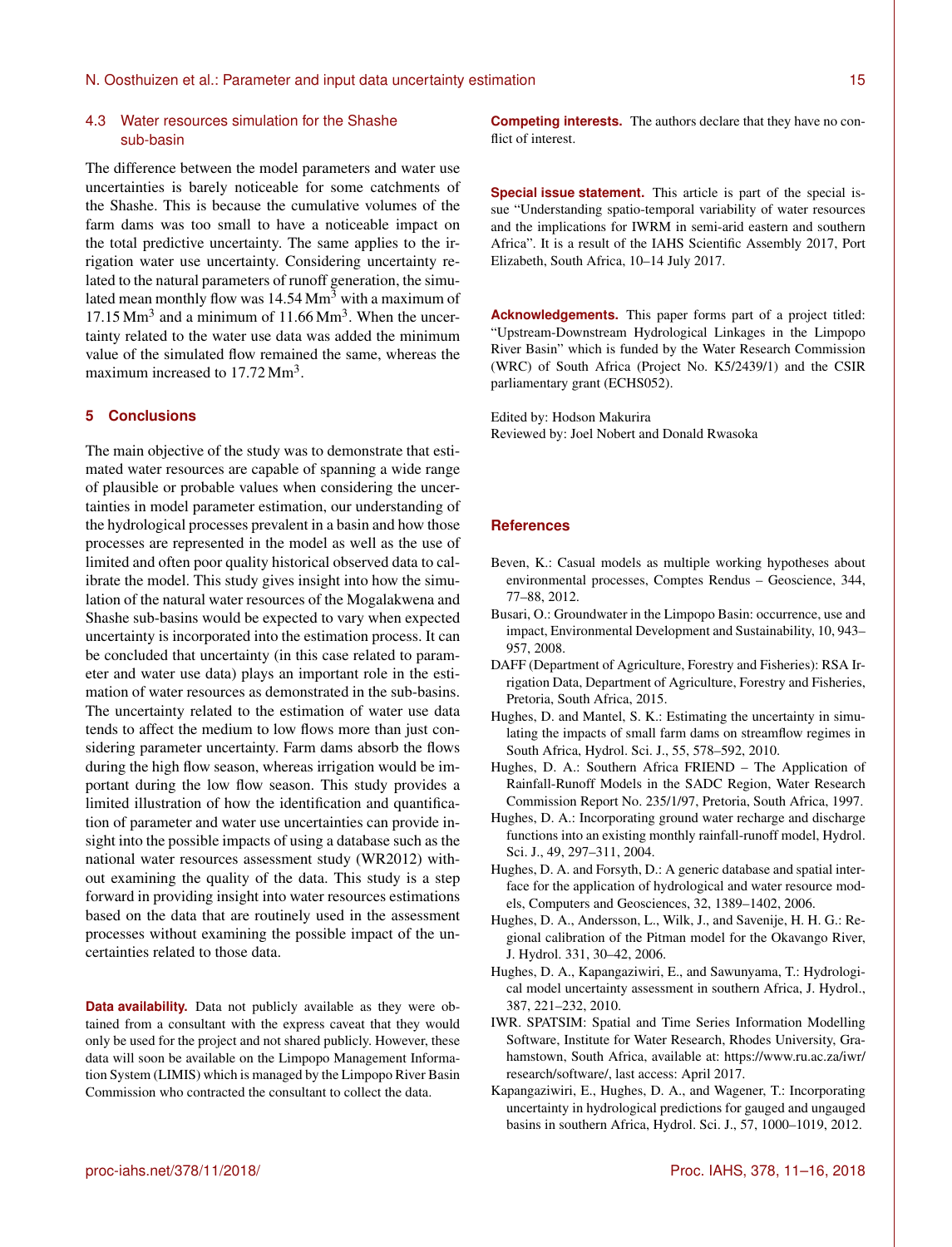### 4.3 Water resources simulation for the Shashe sub-basin

The difference between the model parameters and water use uncertainties is barely noticeable for some catchments of the Shashe. This is because the cumulative volumes of the farm dams was too small to have a noticeable impact on the total predictive uncertainty. The same applies to the irrigation water use uncertainty. Considering uncertainty related to the natural parameters of runoff generation, the simulated mean monthly flow was 14.54 $Mm^3$ with a maximum of 17.15 $Mm^3$ and a minimum of 11.66 $Mm^3$. When the uncertainty related to the water use data was added the minimum value of the simulated flow remained the same, whereas the maximum increased to 17.72 $Mm^3$.

## 5 Conclusions

The main objective of the study was to demonstrate that estimated water resources are capable of spanning a wide range of plausible or probable values when considering the uncertainties in model parameter estimation, our understanding of the hydrological processes prevalent in a basin and how those processes are represented in the model as well as the use of limited and often poor quality historical observed data to calibrate the model. This study gives insight into how the simulation of the natural water resources of the Mogalakwena and Shashe sub-basins would be expected to vary when expected uncertainty is incorporated into the estimation process. It can be concluded that uncertainty (in this case related to parameter and water use data) plays an important role in the estimation of water resources as demonstrated in the sub-basins. The uncertainty related to the estimation of water use data tends to affect the medium to low flows more than just considering parameter uncertainty. Farm dams absorb the flows during the high flow season, whereas irrigation would be important during the low flow season. This study provides a limited illustration of how the identification and quantification of parameter and water use uncertainties can provide insight into the possible impacts of using a database such as the national water resources assessment study (WR2012) without examining the quality of the data. This study is a step forward in providing insight into water resources estimations based on the data that are routinely used in the assessment processes without examining the possible impact of the uncertainties related to those data.

**Data availability.** Data not publicly available as they were obtained from a consultant with the express caveat that they would only be used for the project and not shared publicly. However, these data will soon be available on the Limpopo Management Information System (LIMIS) which is managed by the Limpopo River Basin Commission who contracted the consultant to collect the data.

**Competing interests.** The authors declare that they have no conflict of interest.

**Special issue statement.** This article is part of the special issue "Understanding spatio-temporal variability of water resources and the implications for IWRM in semi-arid eastern and southern Africa". It is a result of the IAHS Scientific Assembly 2017, Port Elizabeth, South Africa, 10–14 July 2017.

**Acknowledgements.** This paper forms part of a project titled: "Upstream-Downstream Hydrological Linkages in the Limpopo River Basin" which is funded by the Water Research Commission (WRC) of South Africa (Project No. K5/2439/1) and the CSIR parliamentary grant (ECHS052).

Edited by: Hodson Makurira
Reviewed by: Joel Nobert and Donald Rwasoka

## References

Beven, K.: Casual models as multiple working hypotheses about environmental processes, Comptes Rendus – Geoscience, 344, 77–88, 2012.

Busari, O.: Groundwater in the Limpopo Basin: occurrence, use and impact, Environmental Development and Sustainability, 10, 943–957, 2008.

DAFF (Department of Agriculture, Forestry and Fisheries): RSA Irrigation Data, Department of Agriculture, Forestry and Fisheries, Pretoria, South Africa, 2015.

Hughes, D. and Mantel, S. K.: Estimating the uncertainty in simulating the impacts of small farm dams on streamflow regimes in South Africa, Hydrol. Sci. J., 55, 578–592, 2010.

Hughes, D. A.: Southern Africa FRIEND – The Application of Rainfall-Runoff Models in the SADC Region, Water Research Commission Report No. 235/1/97, Pretoria, South Africa, 1997.

Hughes, D. A.: Incorporating ground water recharge and discharge functions into an existing monthly rainfall-runoff model, Hydrol. Sci. J., 49, 297–311, 2004.

Hughes, D. A. and Forsyth, D.: A generic database and spatial interface for the application of hydrological and water resource models, Computers and Geosciences, 32, 1389–1402, 2006.

Hughes, D. A., Andersson, L., Wilk, J., and Savenije, H. H. G.: Regional calibration of the Pitman model for the Okavango River, J. Hydrol. 331, 30–42, 2006.

Hughes, D. A., Kapangaziwiri, E., and Sawunyama, T.: Hydrological model uncertainty assessment in southern Africa, J. Hydrol., 387, 221–232, 2010.

IWR. SPATSIM: Spatial and Time Series Information Modelling Software, Institute for Water Research, Rhodes University, Grahamstown, South Africa, available at: https://www.ru.ac.za/iwr/research/software/, last access: April 2017.

Kapangaziwiri, E., Hughes, D. A., and Wagener, T.: Incorporating uncertainty in hydrological predictions for gauged and ungauged basins in southern Africa, Hydrol. Sci. J., 57, 1000–1019, 2012.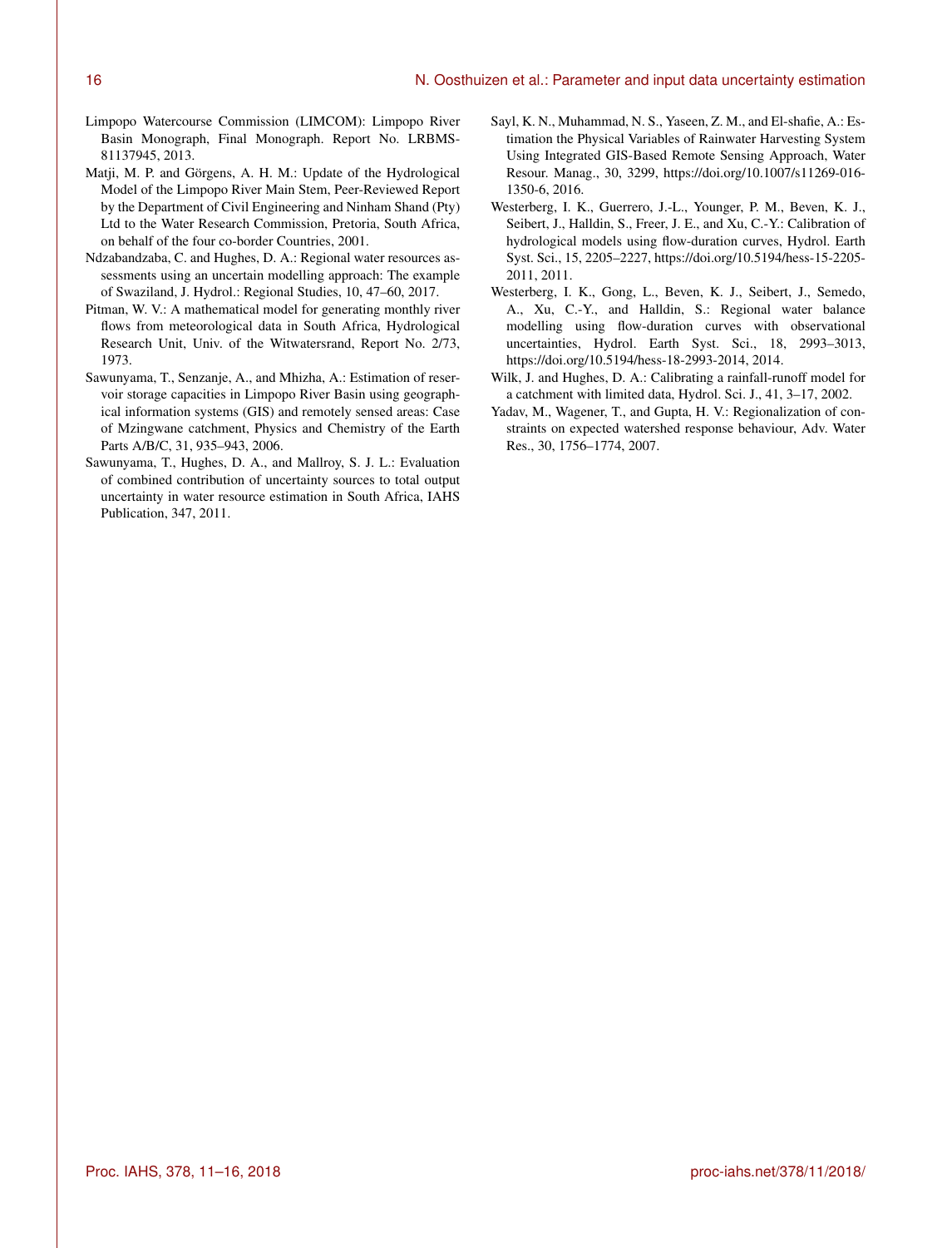Limpopo Watercourse Commission (LIMCOM): Limpopo River Basin Monograph, Final Monograph. Report No. LRBMS-81137945, 2013.

Matji, M. P. and Görgens, A. H. M.: Update of the Hydrological Model of the Limpopo River Main Stem, Peer-Reviewed Report by the Department of Civil Engineering and Ninham Shand (Pty) Ltd to the Water Research Commission, Pretoria, South Africa, on behalf of the four co-border Countries, 2001.

Ndzabandzaba, C. and Hughes, D. A.: Regional water resources assessments using an uncertain modelling approach: The example of Swaziland, J. Hydrol.: Regional Studies, 10, 47–60, 2017.

Pitman, W. V.: A mathematical model for generating monthly river flows from meteorological data in South Africa, Hydrological Research Unit, Univ. of the Witwatersrand, Report No. 2/73, 1973.

Sawunyama, T., Senzanje, A., and Mhizha, A.: Estimation of reservoir storage capacities in Limpopo River Basin using geographical information systems (GIS) and remotely sensed areas: Case of Mzingwane catchment, Physics and Chemistry of the Earth Parts A/B/C, 31, 935–943, 2006.

Sawunyama, T., Hughes, D. A., and Mallroy, S. J. L.: Evaluation of combined contribution of uncertainty sources to total output uncertainty in water resource estimation in South Africa, IAHS Publication, 347, 2011.

Sayl, K. N., Muhammad, N. S., Yaseen, Z. M., and El-shafie, A.: Estimation the Physical Variables of Rainwater Harvesting System Using Integrated GIS-Based Remote Sensing Approach, Water Resour. Manag., 30, 3299, https://doi.org/10.1007/s11269-016-1350-6, 2016.

Westerberg, I. K., Guerrero, J.-L., Younger, P. M., Beven, K. J., Seibert, J., Halldin, S., Freer, J. E., and Xu, C.-Y.: Calibration of hydrological models using flow-duration curves, Hydrol. Earth Syst. Sci., 15, 2205–2227, https://doi.org/10.5194/hess-15-2205-2011, 2011.

Westerberg, I. K., Gong, L., Beven, K. J., Seibert, J., Semedo, A., Xu, C.-Y., and Halldin, S.: Regional water balance modelling using flow-duration curves with observational uncertainties, Hydrol. Earth Syst. Sci., 18, 2993–3013, https://doi.org/10.5194/hess-18-2993-2014, 2014.

Wilk, J. and Hughes, D. A.: Calibrating a rainfall-runoff model for a catchment with limited data, Hydrol. Sci. J., 41, 3–17, 2002.

Yadav, M., Wagener, T., and Gupta, H. V.: Regionalization of constraints on expected watershed response behaviour, Adv. Water Res., 30, 1756–1774, 2007.